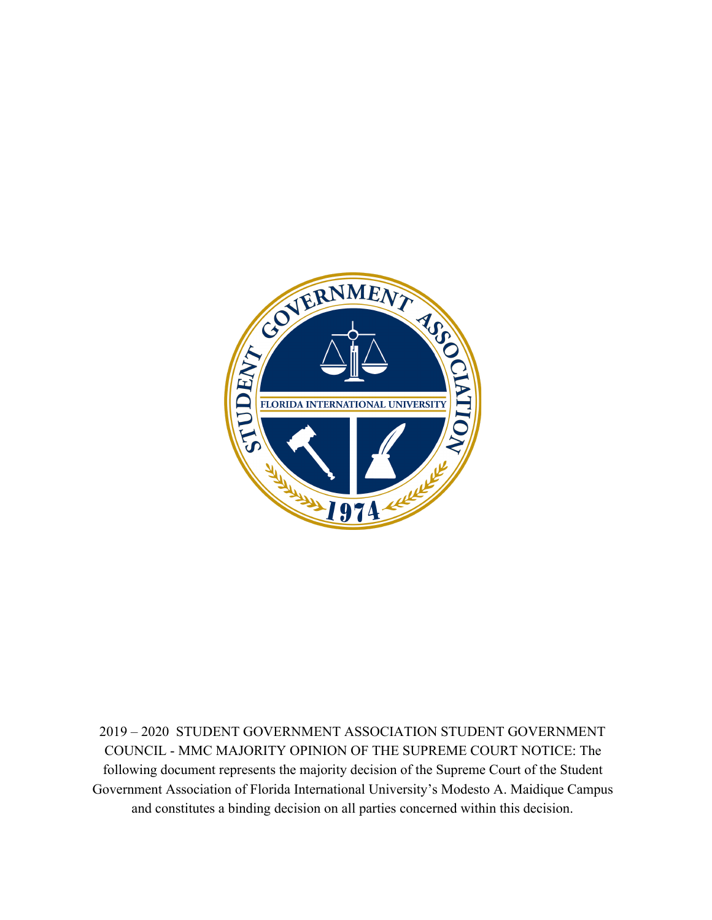2019 – 2020 STUDENT GOVERNMENT ASSOCIATION STUDENT GOVERNMENT COUNCIL - MMC MAJORITY OPINION OF THE SUPREME COURT NOTICE: The following document represents the majority decision of the Supreme Court of the Student Government Association of Florida International University's Modesto A. Maidique Campus and constitutes a binding decision on all parties concerned within this decision.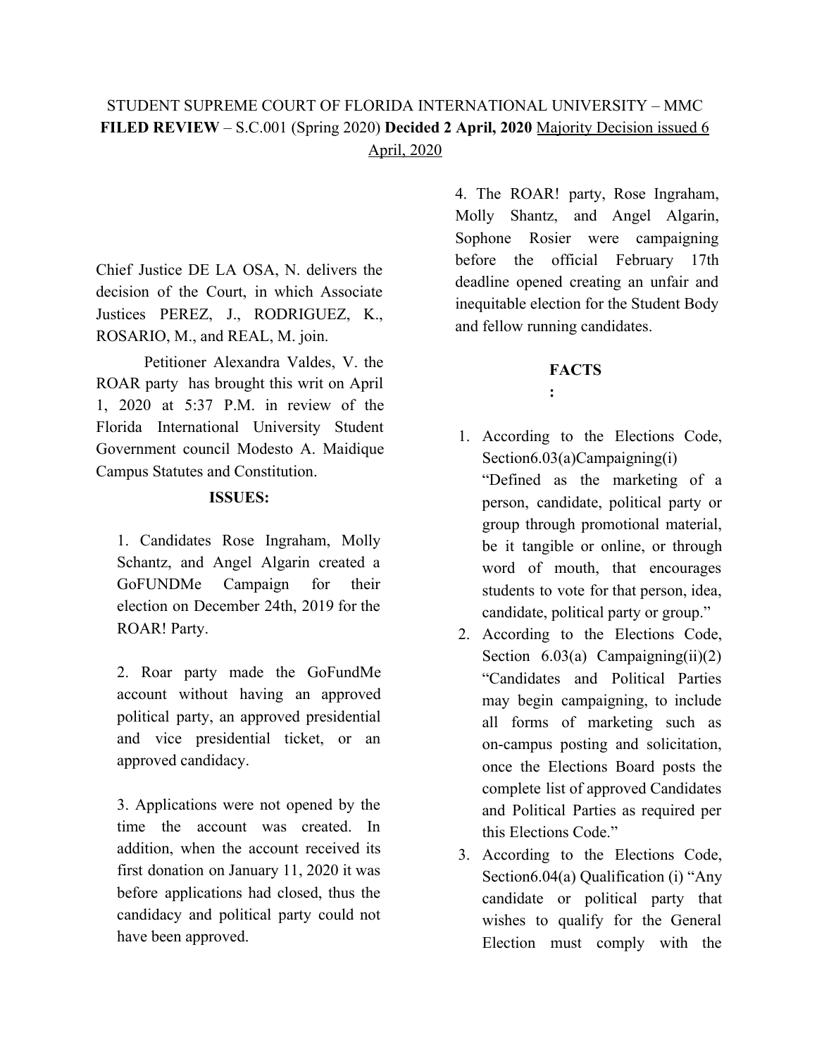STUDENT SUPREME COURT OF FLORIDA INTERNATIONAL UNIVERSITY – MMC
**FILED REVIEW** – S.C.001 (Spring 2020) **Decided 2 April, 2020** Majority Decision issued 6 April, 2020

Chief Justice DE LA OSA, N. delivers the decision of the Court, in which Associate Justices PEREZ, J., RODRIGUEZ, K., ROSARIO, M., and REAL, M. join.

Petitioner Alexandra Valdes, V. the ROAR party has brought this writ on April 1, 2020 at 5:37 P.M. in review of the Florida International University Student Government council Modesto A. Maidique Campus Statutes and Constitution.

**ISSUES:**

1. Candidates Rose Ingraham, Molly Schantz, and Angel Algarin created a GoFUNDMe Campaign for their election on December 24th, 2019 for the ROAR! Party.

2. Roar party made the GoFundMe account without having an approved political party, an approved presidential and vice presidential ticket, or an approved candidacy.

3. Applications were not opened by the time the account was created. In addition, when the account received its first donation on January 11, 2020 it was before applications had closed, thus the candidacy and political party could not have been approved.

4. The ROAR! party, Rose Ingraham, Molly Shantz, and Angel Algarin, Sophone Rosier were campaigning before the official February 17th deadline opened creating an unfair and inequitable election for the Student Body and fellow running candidates.

**FACTS:**

1. According to the Elections Code, Section6.03(a)Campaigning(i) "Defined as the marketing of a person, candidate, political party or group through promotional material, be it tangible or online, or through word of mouth, that encourages students to vote for that person, idea, candidate, political party or group."
2. According to the Elections Code, Section 6.03(a) Campaigning(ii)(2) "Candidates and Political Parties may begin campaigning, to include all forms of marketing such as on-campus posting and solicitation, once the Elections Board posts the complete list of approved Candidates and Political Parties as required per this Elections Code."
3. According to the Elections Code, Section6.04(a) Qualification (i) "Any candidate or political party that wishes to qualify for the General Election must comply with the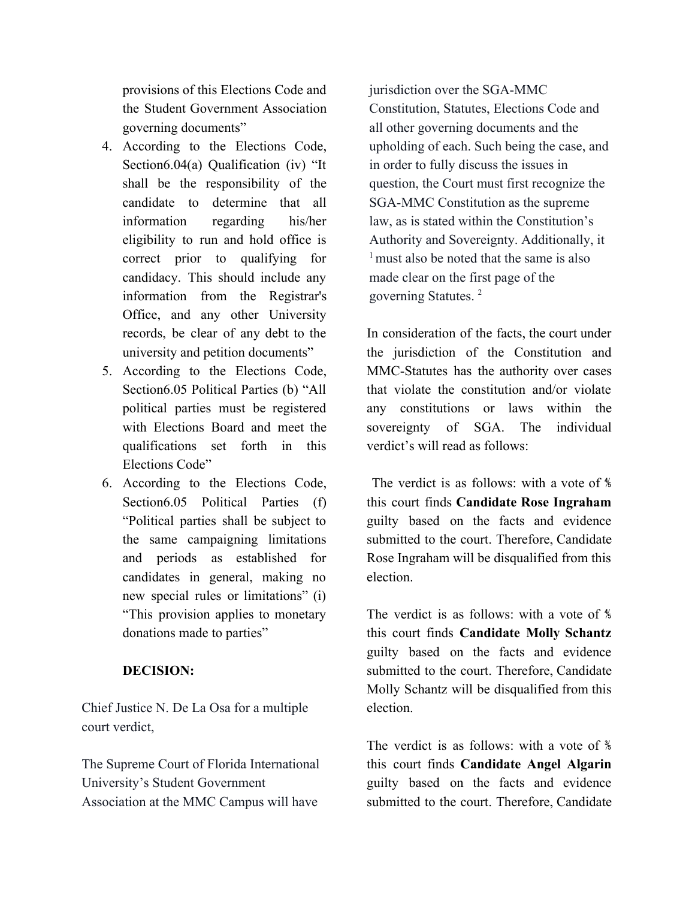provisions of this Elections Code and the Student Government Association governing documents"

4. According to the Elections Code, Section6.04(a) Qualification (iv) "It shall be the responsibility of the candidate to determine that all information regarding his/her eligibility to run and hold office is correct prior to qualifying for candidacy. This should include any information from the Registrar's Office, and any other University records, be clear of any debt to the university and petition documents"
5. According to the Elections Code, Section6.05 Political Parties (b) "All political parties must be registered with Elections Board and meet the qualifications set forth in this Elections Code"
6. According to the Elections Code, Section6.05 Political Parties (f) "Political parties shall be subject to the same campaigning limitations and periods as established for candidates in general, making no new special rules or limitations" (i) "This provision applies to monetary donations made to parties"

**DECISION:**

Chief Justice N. De La Osa for a multiple court verdict,

The Supreme Court of Florida International University's Student Government Association at the MMC Campus will have jurisdiction over the SGA-MMC Constitution, Statutes, Elections Code and all other governing documents and the upholding of each. Such being the case, and in order to fully discuss the issues in question, the Court must first recognize the SGA-MMC Constitution as the supreme law, as is stated within the Constitution's Authority and Sovereignty. Additionally, it [1] must also be noted that the same is also made clear on the first page of the governing Statutes. [2]

In consideration of the facts, the court under the jurisdiction of the Constitution and MMC-Statutes has the authority over cases that violate the constitution and/or violate any constitutions or laws within the sovereignty of SGA. The individual verdict's will read as follows:

The verdict is as follows: with a vote of ⅘ this court finds **Candidate Rose Ingraham** guilty based on the facts and evidence submitted to the court. Therefore, Candidate Rose Ingraham will be disqualified from this election.

The verdict is as follows: with a vote of ⅘ this court finds **Candidate Molly Schantz** guilty based on the facts and evidence submitted to the court. Therefore, Candidate Molly Schantz will be disqualified from this election.

The verdict is as follows: with a vote of ⅗ this court finds **Candidate Angel Algarin** guilty based on the facts and evidence submitted to the court. Therefore, Candidate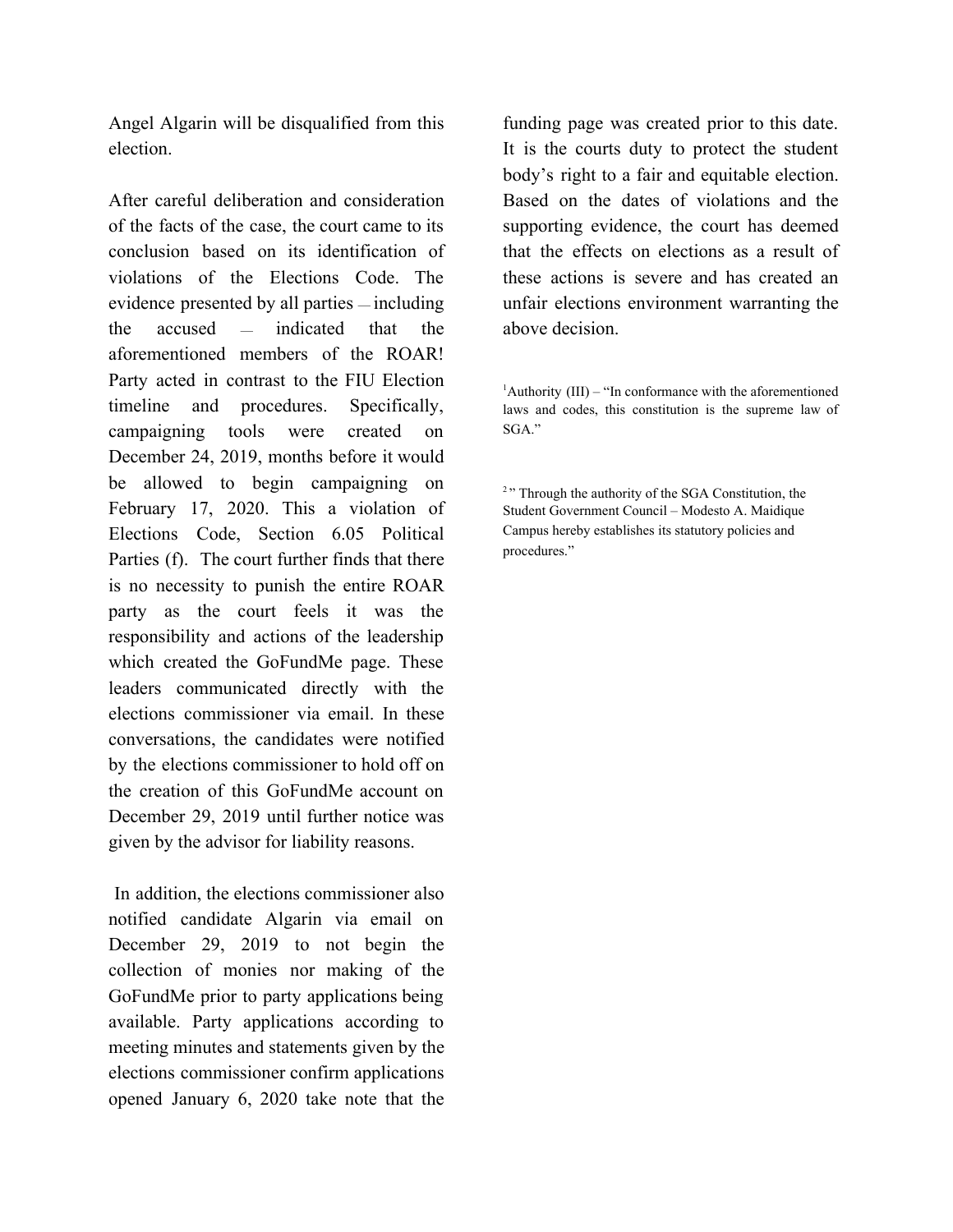Angel Algarin will be disqualified from this election.

After careful deliberation and consideration of the facts of the case, the court came to its conclusion based on its identification of violations of the Elections Code. The evidence presented by all parties — including the accused — indicated that the aforementioned members of the ROAR! Party acted in contrast to the FIU Election timeline and procedures. Specifically, campaigning tools were created on December 24, 2019, months before it would be allowed to begin campaigning on February 17, 2020. This a violation of Elections Code, Section 6.05 Political Parties (f). The court further finds that there is no necessity to punish the entire ROAR party as the court feels it was the responsibility and actions of the leadership which created the GoFundMe page. These leaders communicated directly with the elections commissioner via email. In these conversations, the candidates were notified by the elections commissioner to hold off on the creation of this GoFundMe account on December 29, 2019 until further notice was given by the advisor for liability reasons.

In addition, the elections commissioner also notified candidate Algarin via email on December 29, 2019 to not begin the collection of monies nor making of the GoFundMe prior to party applications being available. Party applications according to meeting minutes and statements given by the elections commissioner confirm applications opened January 6, 2020 take note that the funding page was created prior to this date. It is the courts duty to protect the student body's right to a fair and equitable election. Based on the dates of violations and the supporting evidence, the court has deemed that the effects on elections as a result of these actions is severe and has created an unfair elections environment warranting the above decision.

[1]Authority (III) – "In conformance with the aforementioned laws and codes, this constitution is the supreme law of SGA."

[2]" Through the authority of the SGA Constitution, the Student Government Council – Modesto A. Maidique Campus hereby establishes its statutory policies and procedures."